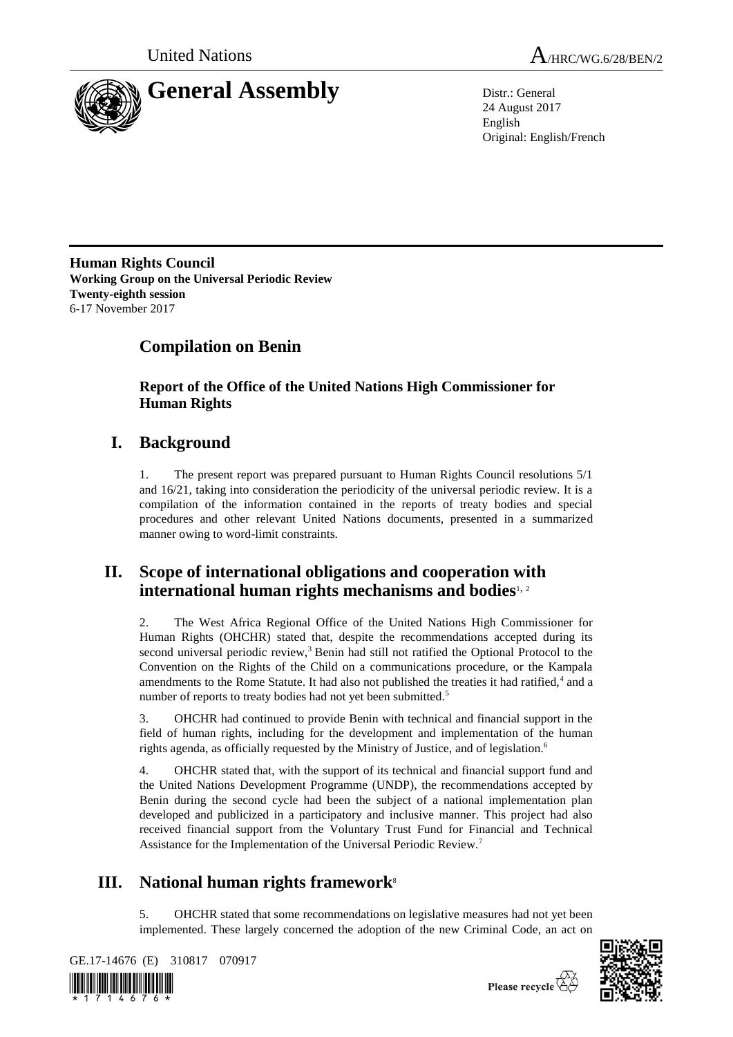United Nations

A/HRC/WG.6/28/BEN/2

# General Assembly

Distr.: General
24 August 2017
English
Original: English/French

**Human Rights Council**
**Working Group on the Universal Periodic Review**
**Twenty-eighth session**
6-17 November 2017

## Compilation on Benin

### Report of the Office of the United Nations High Commissioner for Human Rights

## I. Background

1. The present report was prepared pursuant to Human Rights Council resolutions 5/1 and 16/21, taking into consideration the periodicity of the universal periodic review. It is a compilation of the information contained in the reports of treaty bodies and special procedures and other relevant United Nations documents, presented in a summarized manner owing to word-limit constraints.

## II. Scope of international obligations and cooperation with international human rights mechanisms and bodies[1, 2]

2. The West Africa Regional Office of the United Nations High Commissioner for Human Rights (OHCHR) stated that, despite the recommendations accepted during its second universal periodic review,[3] Benin had still not ratified the Optional Protocol to the Convention on the Rights of the Child on a communications procedure, or the Kampala amendments to the Rome Statute. It had also not published the treaties it had ratified,[4] and a number of reports to treaty bodies had not yet been submitted.[5]

3. OHCHR had continued to provide Benin with technical and financial support in the field of human rights, including for the development and implementation of the human rights agenda, as officially requested by the Ministry of Justice, and of legislation.[6]

4. OHCHR stated that, with the support of its technical and financial support fund and the United Nations Development Programme (UNDP), the recommendations accepted by Benin during the second cycle had been the subject of a national implementation plan developed and publicized in a participatory and inclusive manner. This project had also received financial support from the Voluntary Trust Fund for Financial and Technical Assistance for the Implementation of the Universal Periodic Review.[7]

## III. National human rights framework[8]

5. OHCHR stated that some recommendations on legislative measures had not yet been implemented. These largely concerned the adoption of the new Criminal Code, an act on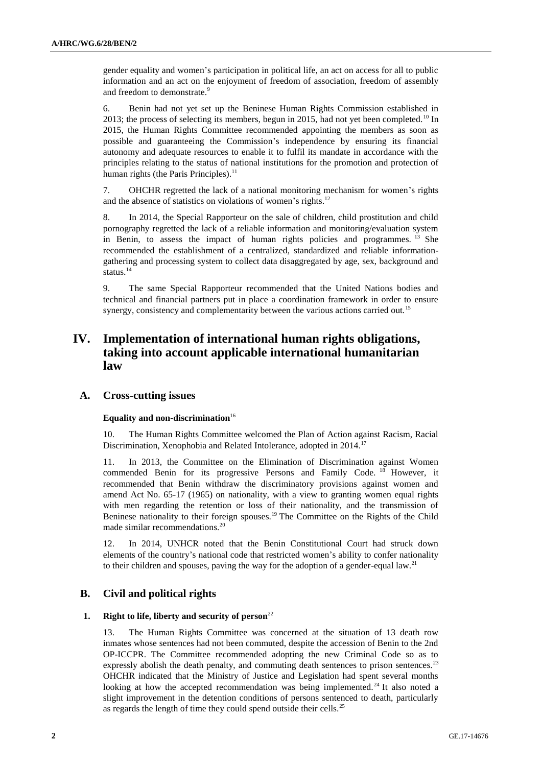gender equality and women's participation in political life, an act on access for all to public information and an act on the enjoyment of freedom of association, freedom of assembly and freedom to demonstrate.[9]

6. Benin had not yet set up the Beninese Human Rights Commission established in 2013; the process of selecting its members, begun in 2015, had not yet been completed.[10] In 2015, the Human Rights Committee recommended appointing the members as soon as possible and guaranteeing the Commission's independence by ensuring its financial autonomy and adequate resources to enable it to fulfil its mandate in accordance with the principles relating to the status of national institutions for the promotion and protection of human rights (the Paris Principles).[11]

7. OHCHR regretted the lack of a national monitoring mechanism for women's rights and the absence of statistics on violations of women's rights.[12]

8. In 2014, the Special Rapporteur on the sale of children, child prostitution and child pornography regretted the lack of a reliable information and monitoring/evaluation system in Benin, to assess the impact of human rights policies and programmes.[13] She recommended the establishment of a centralized, standardized and reliable information-gathering and processing system to collect data disaggregated by age, sex, background and status.[14]

9. The same Special Rapporteur recommended that the United Nations bodies and technical and financial partners put in place a coordination framework in order to ensure synergy, consistency and complementarity between the various actions carried out.[15]

# IV. Implementation of international human rights obligations, taking into account applicable international humanitarian law

## A. Cross-cutting issues

#### Equality and non-discrimination[16]

10. The Human Rights Committee welcomed the Plan of Action against Racism, Racial Discrimination, Xenophobia and Related Intolerance, adopted in 2014.[17]

11. In 2013, the Committee on the Elimination of Discrimination against Women commended Benin for its progressive Persons and Family Code.[18] However, it recommended that Benin withdraw the discriminatory provisions against women and amend Act No. 65-17 (1965) on nationality, with a view to granting women equal rights with men regarding the retention or loss of their nationality, and the transmission of Beninese nationality to their foreign spouses.[19] The Committee on the Rights of the Child made similar recommendations.[20]

12. In 2014, UNHCR noted that the Benin Constitutional Court had struck down elements of the country's national code that restricted women's ability to confer nationality to their children and spouses, paving the way for the adoption of a gender-equal law.[21]

## B. Civil and political rights

### 1. Right to life, liberty and security of person[22]

13. The Human Rights Committee was concerned at the situation of 13 death row inmates whose sentences had not been commuted, despite the accession of Benin to the 2nd OP-ICCPR. The Committee recommended adopting the new Criminal Code so as to expressly abolish the death penalty, and commuting death sentences to prison sentences.[23] OHCHR indicated that the Ministry of Justice and Legislation had spent several months looking at how the accepted recommendation was being implemented.[24] It also noted a slight improvement in the detention conditions of persons sentenced to death, particularly as regards the length of time they could spend outside their cells.[25]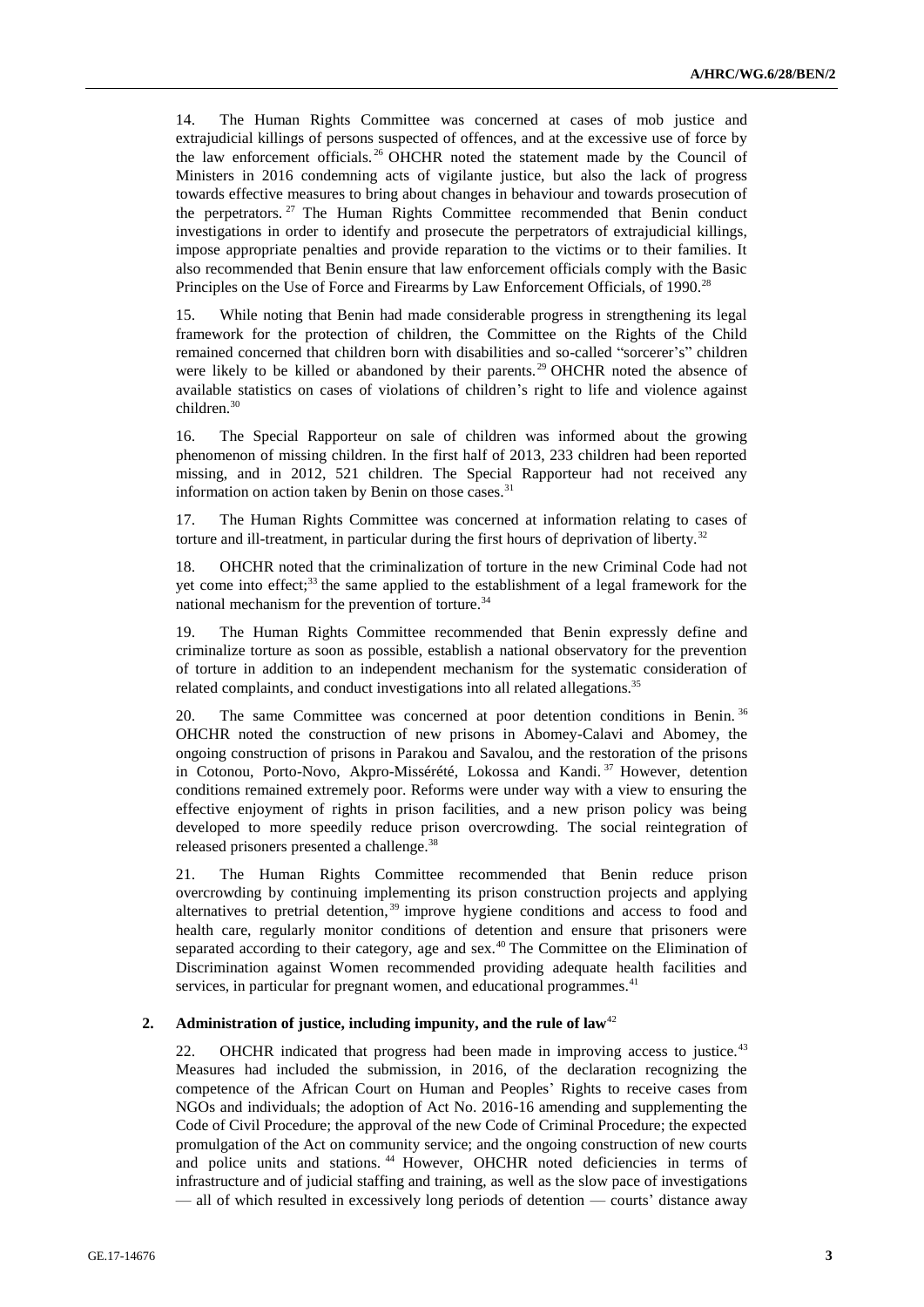14. The Human Rights Committee was concerned at cases of mob justice and extrajudicial killings of persons suspected of offences, and at the excessive use of force by the law enforcement officials.[26] OHCHR noted the statement made by the Council of Ministers in 2016 condemning acts of vigilante justice, but also the lack of progress towards effective measures to bring about changes in behaviour and towards prosecution of the perpetrators.[27] The Human Rights Committee recommended that Benin conduct investigations in order to identify and prosecute the perpetrators of extrajudicial killings, impose appropriate penalties and provide reparation to the victims or to their families. It also recommended that Benin ensure that law enforcement officials comply with the Basic Principles on the Use of Force and Firearms by Law Enforcement Officials, of 1990.[28]

15. While noting that Benin had made considerable progress in strengthening its legal framework for the protection of children, the Committee on the Rights of the Child remained concerned that children born with disabilities and so-called "sorcerer's" children were likely to be killed or abandoned by their parents.[29] OHCHR noted the absence of available statistics on cases of violations of children's right to life and violence against children.[30]

16. The Special Rapporteur on sale of children was informed about the growing phenomenon of missing children. In the first half of 2013, 233 children had been reported missing, and in 2012, 521 children. The Special Rapporteur had not received any information on action taken by Benin on those cases.[31]

17. The Human Rights Committee was concerned at information relating to cases of torture and ill-treatment, in particular during the first hours of deprivation of liberty.[32]

18. OHCHR noted that the criminalization of torture in the new Criminal Code had not yet come into effect;[33] the same applied to the establishment of a legal framework for the national mechanism for the prevention of torture.[34]

19. The Human Rights Committee recommended that Benin expressly define and criminalize torture as soon as possible, establish a national observatory for the prevention of torture in addition to an independent mechanism for the systematic consideration of related complaints, and conduct investigations into all related allegations.[35]

20. The same Committee was concerned at poor detention conditions in Benin.[36] OHCHR noted the construction of new prisons in Abomey-Calavi and Abomey, the ongoing construction of prisons in Parakou and Savalou, and the restoration of the prisons in Cotonou, Porto-Novo, Akpro-Missérété, Lokossa and Kandi.[37] However, detention conditions remained extremely poor. Reforms were under way with a view to ensuring the effective enjoyment of rights in prison facilities, and a new prison policy was being developed to more speedily reduce prison overcrowding. The social reintegration of released prisoners presented a challenge.[38]

21. The Human Rights Committee recommended that Benin reduce prison overcrowding by continuing implementing its prison construction projects and applying alternatives to pretrial detention,[39] improve hygiene conditions and access to food and health care, regularly monitor conditions of detention and ensure that prisoners were separated according to their category, age and sex.[40] The Committee on the Elimination of Discrimination against Women recommended providing adequate health facilities and services, in particular for pregnant women, and educational programmes.[41]

## 2. Administration of justice, including impunity, and the rule of law[42]

22. OHCHR indicated that progress had been made in improving access to justice.[43] Measures had included the submission, in 2016, of the declaration recognizing the competence of the African Court on Human and Peoples' Rights to receive cases from NGOs and individuals; the adoption of Act No. 2016-16 amending and supplementing the Code of Civil Procedure; the approval of the new Code of Criminal Procedure; the expected promulgation of the Act on community service; and the ongoing construction of new courts and police units and stations.[44] However, OHCHR noted deficiencies in terms of infrastructure and of judicial staffing and training, as well as the slow pace of investigations — all of which resulted in excessively long periods of detention — courts' distance away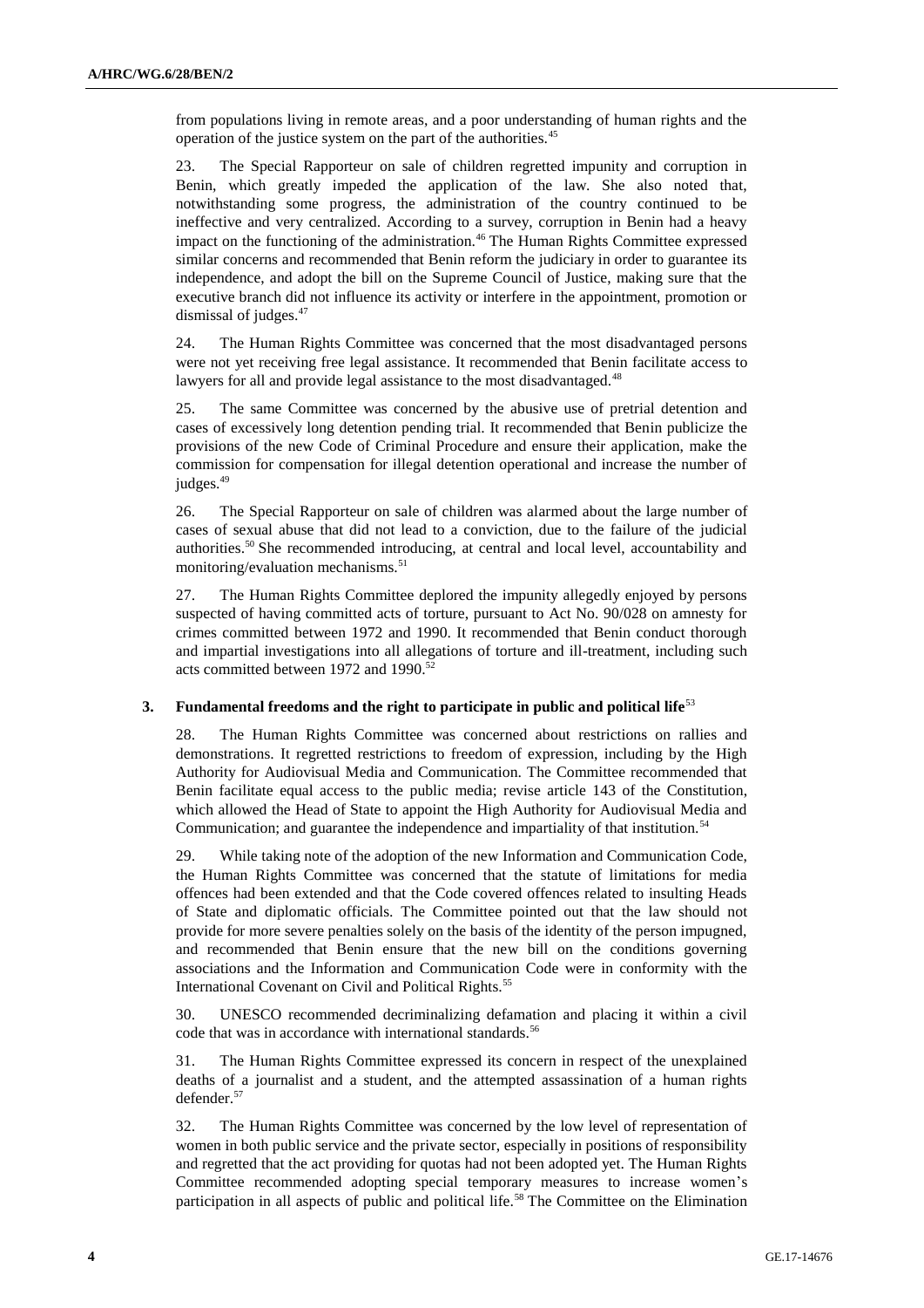from populations living in remote areas, and a poor understanding of human rights and the operation of the justice system on the part of the authorities.[45]

23. The Special Rapporteur on sale of children regretted impunity and corruption in Benin, which greatly impeded the application of the law. She also noted that, notwithstanding some progress, the administration of the country continued to be ineffective and very centralized. According to a survey, corruption in Benin had a heavy impact on the functioning of the administration.[46] The Human Rights Committee expressed similar concerns and recommended that Benin reform the judiciary in order to guarantee its independence, and adopt the bill on the Supreme Council of Justice, making sure that the executive branch did not influence its activity or interfere in the appointment, promotion or dismissal of judges.[47]

24. The Human Rights Committee was concerned that the most disadvantaged persons were not yet receiving free legal assistance. It recommended that Benin facilitate access to lawyers for all and provide legal assistance to the most disadvantaged.[48]

25. The same Committee was concerned by the abusive use of pretrial detention and cases of excessively long detention pending trial. It recommended that Benin publicize the provisions of the new Code of Criminal Procedure and ensure their application, make the commission for compensation for illegal detention operational and increase the number of judges.[49]

26. The Special Rapporteur on sale of children was alarmed about the large number of cases of sexual abuse that did not lead to a conviction, due to the failure of the judicial authorities.[50] She recommended introducing, at central and local level, accountability and monitoring/evaluation mechanisms.[51]

27. The Human Rights Committee deplored the impunity allegedly enjoyed by persons suspected of having committed acts of torture, pursuant to Act No. 90/028 on amnesty for crimes committed between 1972 and 1990. It recommended that Benin conduct thorough and impartial investigations into all allegations of torture and ill-treatment, including such acts committed between 1972 and 1990.[52]

### 3. Fundamental freedoms and the right to participate in public and political life[53]

28. The Human Rights Committee was concerned about restrictions on rallies and demonstrations. It regretted restrictions to freedom of expression, including by the High Authority for Audiovisual Media and Communication. The Committee recommended that Benin facilitate equal access to the public media; revise article 143 of the Constitution, which allowed the Head of State to appoint the High Authority for Audiovisual Media and Communication; and guarantee the independence and impartiality of that institution.[54]

29. While taking note of the adoption of the new Information and Communication Code, the Human Rights Committee was concerned that the statute of limitations for media offences had been extended and that the Code covered offences related to insulting Heads of State and diplomatic officials. The Committee pointed out that the law should not provide for more severe penalties solely on the basis of the identity of the person impugned, and recommended that Benin ensure that the new bill on the conditions governing associations and the Information and Communication Code were in conformity with the International Covenant on Civil and Political Rights.[55]

30. UNESCO recommended decriminalizing defamation and placing it within a civil code that was in accordance with international standards.[56]

31. The Human Rights Committee expressed its concern in respect of the unexplained deaths of a journalist and a student, and the attempted assassination of a human rights defender.[57]

32. The Human Rights Committee was concerned by the low level of representation of women in both public service and the private sector, especially in positions of responsibility and regretted that the act providing for quotas had not been adopted yet. The Human Rights Committee recommended adopting special temporary measures to increase women's participation in all aspects of public and political life.[58] The Committee on the Elimination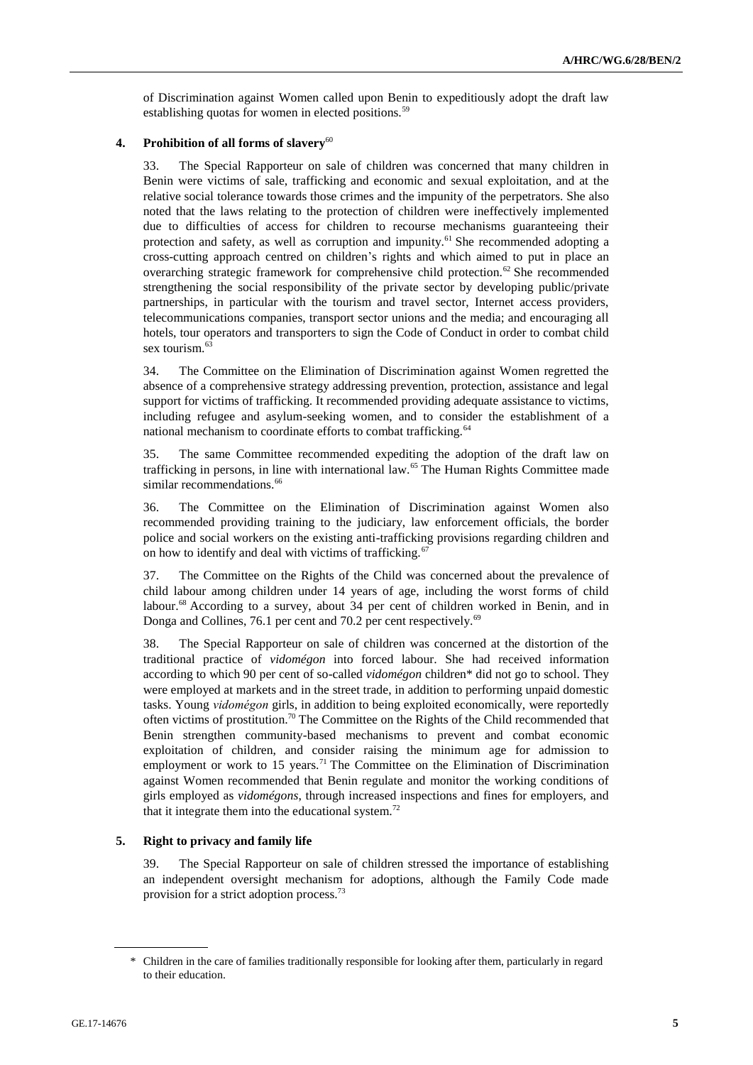of Discrimination against Women called upon Benin to expeditiously adopt the draft law establishing quotas for women in elected positions.[59]

### 4. Prohibition of all forms of slavery[60]

33. The Special Rapporteur on sale of children was concerned that many children in Benin were victims of sale, trafficking and economic and sexual exploitation, and at the relative social tolerance towards those crimes and the impunity of the perpetrators. She also noted that the laws relating to the protection of children were ineffectively implemented due to difficulties of access for children to recourse mechanisms guaranteeing their protection and safety, as well as corruption and impunity.[61] She recommended adopting a cross-cutting approach centred on children's rights and which aimed to put in place an overarching strategic framework for comprehensive child protection.[62] She recommended strengthening the social responsibility of the private sector by developing public/private partnerships, in particular with the tourism and travel sector, Internet access providers, telecommunications companies, transport sector unions and the media; and encouraging all hotels, tour operators and transporters to sign the Code of Conduct in order to combat child sex tourism.[63]

34. The Committee on the Elimination of Discrimination against Women regretted the absence of a comprehensive strategy addressing prevention, protection, assistance and legal support for victims of trafficking. It recommended providing adequate assistance to victims, including refugee and asylum-seeking women, and to consider the establishment of a national mechanism to coordinate efforts to combat trafficking.[64]

35. The same Committee recommended expediting the adoption of the draft law on trafficking in persons, in line with international law.[65] The Human Rights Committee made similar recommendations.[66]

36. The Committee on the Elimination of Discrimination against Women also recommended providing training to the judiciary, law enforcement officials, the border police and social workers on the existing anti-trafficking provisions regarding children and on how to identify and deal with victims of trafficking.[67]

37. The Committee on the Rights of the Child was concerned about the prevalence of child labour among children under 14 years of age, including the worst forms of child labour.[68] According to a survey, about 34 per cent of children worked in Benin, and in Donga and Collines, 76.1 per cent and 70.2 per cent respectively.[69]

38. The Special Rapporteur on sale of children was concerned at the distortion of the traditional practice of *vidomégon* into forced labour. She had received information according to which 90 per cent of so-called *vidomégon* children* did not go to school. They were employed at markets and in the street trade, in addition to performing unpaid domestic tasks. Young *vidomégon* girls, in addition to being exploited economically, were reportedly often victims of prostitution.[70] The Committee on the Rights of the Child recommended that Benin strengthen community-based mechanisms to prevent and combat economic exploitation of children, and consider raising the minimum age for admission to employment or work to 15 years.[71] The Committee on the Elimination of Discrimination against Women recommended that Benin regulate and monitor the working conditions of girls employed as *vidomégons*, through increased inspections and fines for employers, and that it integrate them into the educational system.[72]

### 5. Right to privacy and family life

39. The Special Rapporteur on sale of children stressed the importance of establishing an independent oversight mechanism for adoptions, although the Family Code made provision for a strict adoption process.[73]

---

\* Children in the care of families traditionally responsible for looking after them, particularly in regard to their education.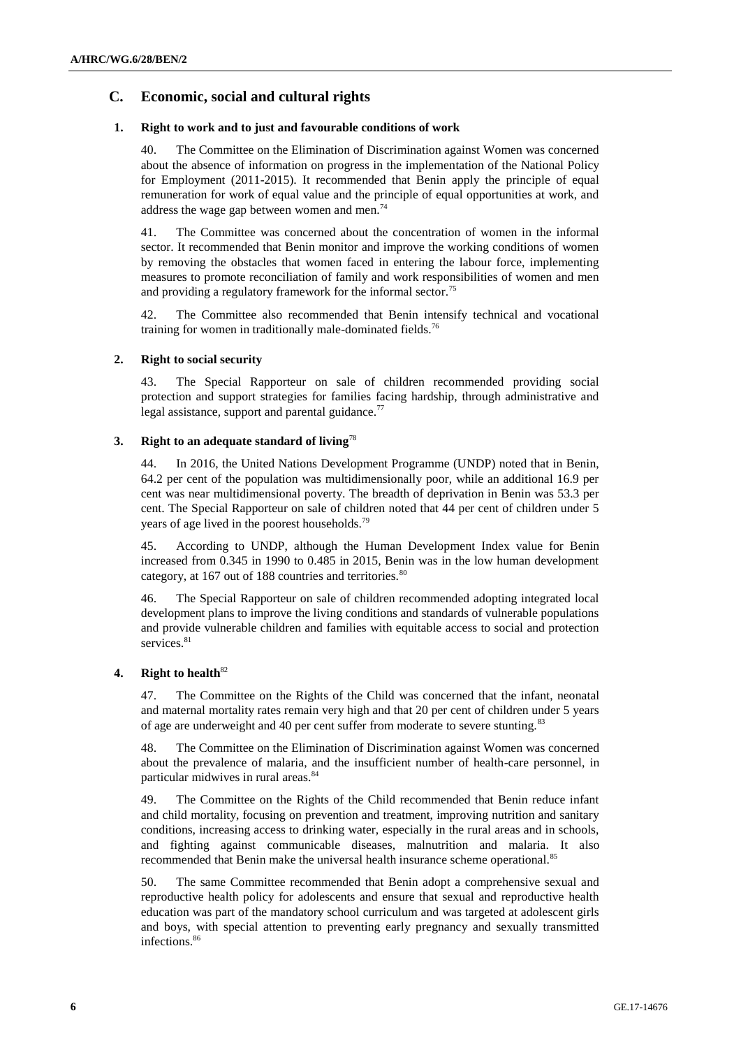## C. Economic, social and cultural rights

### 1. Right to work and to just and favourable conditions of work

40. The Committee on the Elimination of Discrimination against Women was concerned about the absence of information on progress in the implementation of the National Policy for Employment (2011-2015). It recommended that Benin apply the principle of equal remuneration for work of equal value and the principle of equal opportunities at work, and address the wage gap between women and men.[74]

41. The Committee was concerned about the concentration of women in the informal sector. It recommended that Benin monitor and improve the working conditions of women by removing the obstacles that women faced in entering the labour force, implementing measures to promote reconciliation of family and work responsibilities of women and men and providing a regulatory framework for the informal sector.[75]

42. The Committee also recommended that Benin intensify technical and vocational training for women in traditionally male-dominated fields.[76]

### 2. Right to social security

43. The Special Rapporteur on sale of children recommended providing social protection and support strategies for families facing hardship, through administrative and legal assistance, support and parental guidance.[77]

### 3. Right to an adequate standard of living[78]

44. In 2016, the United Nations Development Programme (UNDP) noted that in Benin, 64.2 per cent of the population was multidimensionally poor, while an additional 16.9 per cent was near multidimensional poverty. The breadth of deprivation in Benin was 53.3 per cent. The Special Rapporteur on sale of children noted that 44 per cent of children under 5 years of age lived in the poorest households.[79]

45. According to UNDP, although the Human Development Index value for Benin increased from 0.345 in 1990 to 0.485 in 2015, Benin was in the low human development category, at 167 out of 188 countries and territories.[80]

46. The Special Rapporteur on sale of children recommended adopting integrated local development plans to improve the living conditions and standards of vulnerable populations and provide vulnerable children and families with equitable access to social and protection services.[81]

### 4. Right to health[82]

47. The Committee on the Rights of the Child was concerned that the infant, neonatal and maternal mortality rates remain very high and that 20 per cent of children under 5 years of age are underweight and 40 per cent suffer from moderate to severe stunting.[83]

48. The Committee on the Elimination of Discrimination against Women was concerned about the prevalence of malaria, and the insufficient number of health-care personnel, in particular midwives in rural areas.[84]

49. The Committee on the Rights of the Child recommended that Benin reduce infant and child mortality, focusing on prevention and treatment, improving nutrition and sanitary conditions, increasing access to drinking water, especially in the rural areas and in schools, and fighting against communicable diseases, malnutrition and malaria. It also recommended that Benin make the universal health insurance scheme operational.[85]

50. The same Committee recommended that Benin adopt a comprehensive sexual and reproductive health policy for adolescents and ensure that sexual and reproductive health education was part of the mandatory school curriculum and was targeted at adolescent girls and boys, with special attention to preventing early pregnancy and sexually transmitted infections.[86]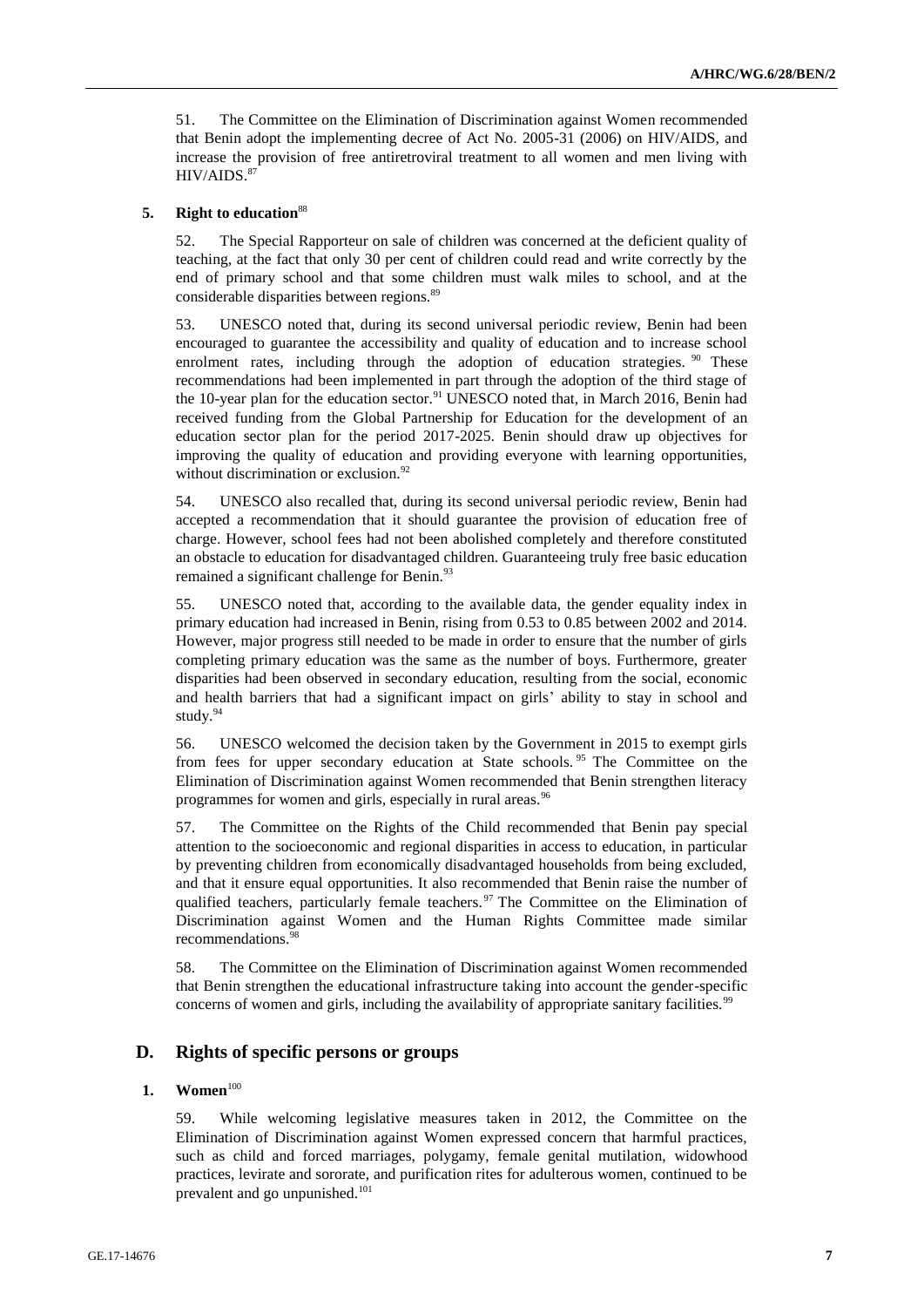51. The Committee on the Elimination of Discrimination against Women recommended that Benin adopt the implementing decree of Act No. 2005-31 (2006) on HIV/AIDS, and increase the provision of free antiretroviral treatment to all women and men living with HIV/AIDS.[87]

### 5. Right to education[88]

52. The Special Rapporteur on sale of children was concerned at the deficient quality of teaching, at the fact that only 30 per cent of children could read and write correctly by the end of primary school and that some children must walk miles to school, and at the considerable disparities between regions.[89]

53. UNESCO noted that, during its second universal periodic review, Benin had been encouraged to guarantee the accessibility and quality of education and to increase school enrolment rates, including through the adoption of education strategies.[90] These recommendations had been implemented in part through the adoption of the third stage of the 10-year plan for the education sector.[91] UNESCO noted that, in March 2016, Benin had received funding from the Global Partnership for Education for the development of an education sector plan for the period 2017-2025. Benin should draw up objectives for improving the quality of education and providing everyone with learning opportunities, without discrimination or exclusion.[92]

54. UNESCO also recalled that, during its second universal periodic review, Benin had accepted a recommendation that it should guarantee the provision of education free of charge. However, school fees had not been abolished completely and therefore constituted an obstacle to education for disadvantaged children. Guaranteeing truly free basic education remained a significant challenge for Benin.[93]

55. UNESCO noted that, according to the available data, the gender equality index in primary education had increased in Benin, rising from 0.53 to 0.85 between 2002 and 2014. However, major progress still needed to be made in order to ensure that the number of girls completing primary education was the same as the number of boys. Furthermore, greater disparities had been observed in secondary education, resulting from the social, economic and health barriers that had a significant impact on girls' ability to stay in school and study.[94]

56. UNESCO welcomed the decision taken by the Government in 2015 to exempt girls from fees for upper secondary education at State schools.[95] The Committee on the Elimination of Discrimination against Women recommended that Benin strengthen literacy programmes for women and girls, especially in rural areas.[96]

57. The Committee on the Rights of the Child recommended that Benin pay special attention to the socioeconomic and regional disparities in access to education, in particular by preventing children from economically disadvantaged households from being excluded, and that it ensure equal opportunities. It also recommended that Benin raise the number of qualified teachers, particularly female teachers.[97] The Committee on the Elimination of Discrimination against Women and the Human Rights Committee made similar recommendations.[98]

58. The Committee on the Elimination of Discrimination against Women recommended that Benin strengthen the educational infrastructure taking into account the gender-specific concerns of women and girls, including the availability of appropriate sanitary facilities.[99]

## D. Rights of specific persons or groups

### 1. Women[100]

59. While welcoming legislative measures taken in 2012, the Committee on the Elimination of Discrimination against Women expressed concern that harmful practices, such as child and forced marriages, polygamy, female genital mutilation, widowhood practices, levirate and sororate, and purification rites for adulterous women, continued to be prevalent and go unpunished.[101]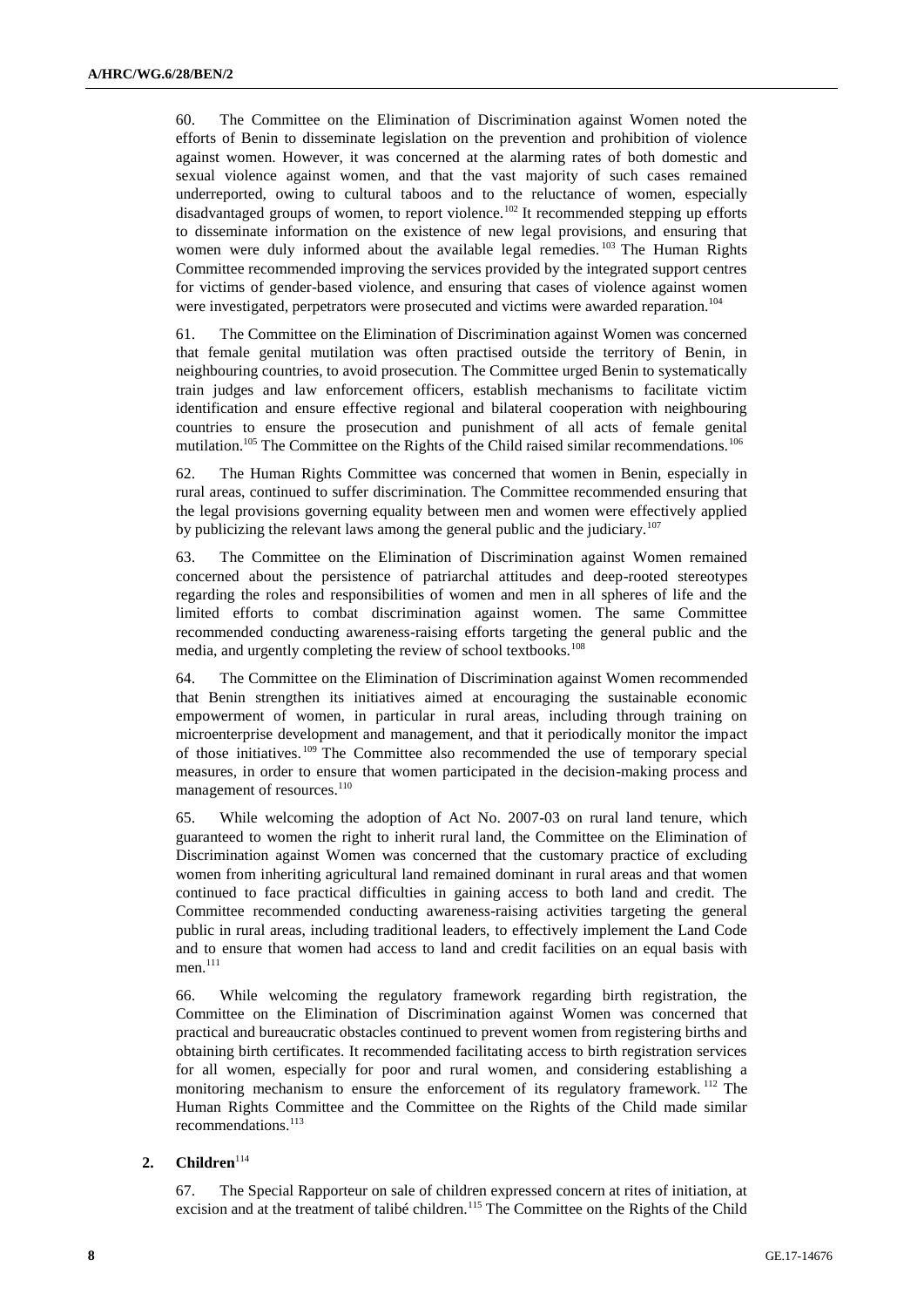60. The Committee on the Elimination of Discrimination against Women noted the efforts of Benin to disseminate legislation on the prevention and prohibition of violence against women. However, it was concerned at the alarming rates of both domestic and sexual violence against women, and that the vast majority of such cases remained underreported, owing to cultural taboos and to the reluctance of women, especially disadvantaged groups of women, to report violence.[102] It recommended stepping up efforts to disseminate information on the existence of new legal provisions, and ensuring that women were duly informed about the available legal remedies.[103] The Human Rights Committee recommended improving the services provided by the integrated support centres for victims of gender-based violence, and ensuring that cases of violence against women were investigated, perpetrators were prosecuted and victims were awarded reparation.[104]

61. The Committee on the Elimination of Discrimination against Women was concerned that female genital mutilation was often practised outside the territory of Benin, in neighbouring countries, to avoid prosecution. The Committee urged Benin to systematically train judges and law enforcement officers, establish mechanisms to facilitate victim identification and ensure effective regional and bilateral cooperation with neighbouring countries to ensure the prosecution and punishment of all acts of female genital mutilation.[105] The Committee on the Rights of the Child raised similar recommendations.[106]

62. The Human Rights Committee was concerned that women in Benin, especially in rural areas, continued to suffer discrimination. The Committee recommended ensuring that the legal provisions governing equality between men and women were effectively applied by publicizing the relevant laws among the general public and the judiciary.[107]

63. The Committee on the Elimination of Discrimination against Women remained concerned about the persistence of patriarchal attitudes and deep-rooted stereotypes regarding the roles and responsibilities of women and men in all spheres of life and the limited efforts to combat discrimination against women. The same Committee recommended conducting awareness-raising efforts targeting the general public and the media, and urgently completing the review of school textbooks.[108]

64. The Committee on the Elimination of Discrimination against Women recommended that Benin strengthen its initiatives aimed at encouraging the sustainable economic empowerment of women, in particular in rural areas, including through training on microenterprise development and management, and that it periodically monitor the impact of those initiatives.[109] The Committee also recommended the use of temporary special measures, in order to ensure that women participated in the decision-making process and management of resources.[110]

65. While welcoming the adoption of Act No. 2007-03 on rural land tenure, which guaranteed to women the right to inherit rural land, the Committee on the Elimination of Discrimination against Women was concerned that the customary practice of excluding women from inheriting agricultural land remained dominant in rural areas and that women continued to face practical difficulties in gaining access to both land and credit. The Committee recommended conducting awareness-raising activities targeting the general public in rural areas, including traditional leaders, to effectively implement the Land Code and to ensure that women had access to land and credit facilities on an equal basis with men.[111]

66. While welcoming the regulatory framework regarding birth registration, the Committee on the Elimination of Discrimination against Women was concerned that practical and bureaucratic obstacles continued to prevent women from registering births and obtaining birth certificates. It recommended facilitating access to birth registration services for all women, especially for poor and rural women, and considering establishing a monitoring mechanism to ensure the enforcement of its regulatory framework.[112] The Human Rights Committee and the Committee on the Rights of the Child made similar recommendations.[113]

### 2. Children[114]

67. The Special Rapporteur on sale of children expressed concern at rites of initiation, at excision and at the treatment of talibé children.[115] The Committee on the Rights of the Child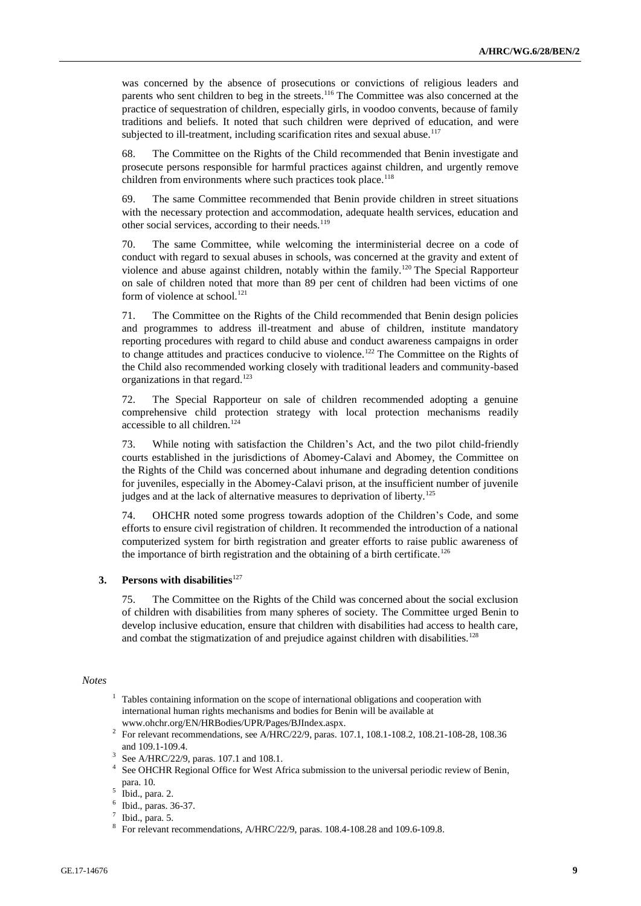was concerned by the absence of prosecutions or convictions of religious leaders and parents who sent children to beg in the streets.[116] The Committee was also concerned at the practice of sequestration of children, especially girls, in voodoo convents, because of family traditions and beliefs. It noted that such children were deprived of education, and were subjected to ill-treatment, including scarification rites and sexual abuse.[117]

68. The Committee on the Rights of the Child recommended that Benin investigate and prosecute persons responsible for harmful practices against children, and urgently remove children from environments where such practices took place.[118]

69. The same Committee recommended that Benin provide children in street situations with the necessary protection and accommodation, adequate health services, education and other social services, according to their needs.[119]

70. The same Committee, while welcoming the interministerial decree on a code of conduct with regard to sexual abuses in schools, was concerned at the gravity and extent of violence and abuse against children, notably within the family.[120] The Special Rapporteur on sale of children noted that more than 89 per cent of children had been victims of one form of violence at school.[121]

71. The Committee on the Rights of the Child recommended that Benin design policies and programmes to address ill-treatment and abuse of children, institute mandatory reporting procedures with regard to child abuse and conduct awareness campaigns in order to change attitudes and practices conducive to violence.[122] The Committee on the Rights of the Child also recommended working closely with traditional leaders and community-based organizations in that regard.[123]

72. The Special Rapporteur on sale of children recommended adopting a genuine comprehensive child protection strategy with local protection mechanisms readily accessible to all children.[124]

73. While noting with satisfaction the Children's Act, and the two pilot child-friendly courts established in the jurisdictions of Abomey-Calavi and Abomey, the Committee on the Rights of the Child was concerned about inhumane and degrading detention conditions for juveniles, especially in the Abomey-Calavi prison, at the insufficient number of juvenile judges and at the lack of alternative measures to deprivation of liberty.[125]

74. OHCHR noted some progress towards adoption of the Children's Code, and some efforts to ensure civil registration of children. It recommended the introduction of a national computerized system for birth registration and greater efforts to raise public awareness of the importance of birth registration and the obtaining of a birth certificate.[126]

### 3. Persons with disabilities[127]

75. The Committee on the Rights of the Child was concerned about the social exclusion of children with disabilities from many spheres of society. The Committee urged Benin to develop inclusive education, ensure that children with disabilities had access to health care, and combat the stigmatization of and prejudice against children with disabilities.[128]

*Notes*

[1] Tables containing information on the scope of international obligations and cooperation with international human rights mechanisms and bodies for Benin will be available at www.ohchr.org/EN/HRBodies/UPR/Pages/BJIndex.aspx.

[2] For relevant recommendations, see A/HRC/22/9, paras. 107.1, 108.1-108.2, 108.21-108-28, 108.36 and 109.1-109.4.

[3] See A/HRC/22/9, paras. 107.1 and 108.1.

[4] See OHCHR Regional Office for West Africa submission to the universal periodic review of Benin, para. 10.

[5] Ibid., para. 2.

[6] Ibid., paras. 36-37.

[7] Ibid., para. 5.

[8] For relevant recommendations, A/HRC/22/9, paras. 108.4-108.28 and 109.6-109.8.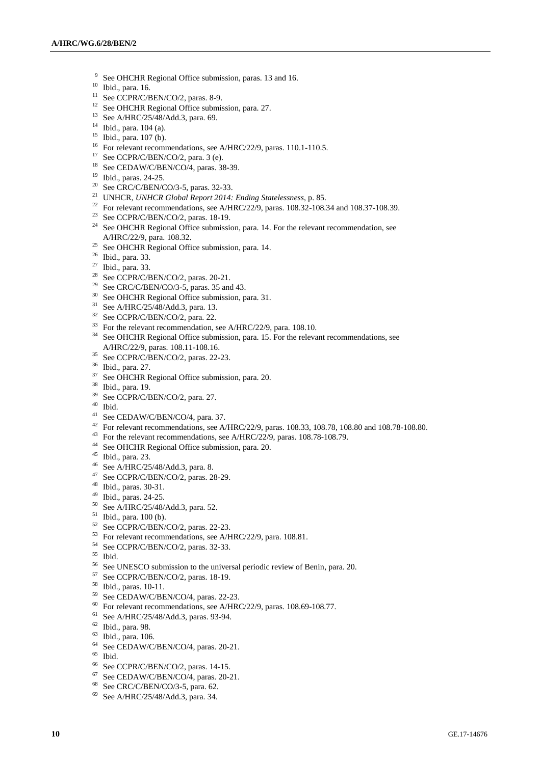[9] See OHCHR Regional Office submission, paras. 13 and 16.
[10] Ibid., para. 16.
[11] See CCPR/C/BEN/CO/2, paras. 8-9.
[12] See OHCHR Regional Office submission, para. 27.
[13] See A/HRC/25/48/Add.3, para. 69.
[14] Ibid., para. 104 (a).
[15] Ibid., para. 107 (b).
[16] For relevant recommendations, see A/HRC/22/9, paras. 110.1-110.5.
[17] See CCPR/C/BEN/CO/2, para. 3 (e).
[18] See CEDAW/C/BEN/CO/4, paras. 38-39.
[19] Ibid., paras. 24-25.
[20] See CRC/C/BEN/CO/3-5, paras. 32-33.
[21] UNHCR, *UNHCR Global Report 2014: Ending Statelessness*, p. 85.
[22] For relevant recommendations, see A/HRC/22/9, paras. 108.32-108.34 and 108.37-108.39.
[23] See CCPR/C/BEN/CO/2, paras. 18-19.
[24] See OHCHR Regional Office submission, para. 14. For the relevant recommendation, see A/HRC/22/9, para. 108.32.
[25] See OHCHR Regional Office submission, para. 14.
[26] Ibid., para. 33.
[27] Ibid., para. 33.
[28] See CCPR/C/BEN/CO/2, paras. 20-21.
[29] See CRC/C/BEN/CO/3-5, paras. 35 and 43.
[30] See OHCHR Regional Office submission, para. 31.
[31] See A/HRC/25/48/Add.3, para. 13.
[32] See CCPR/C/BEN/CO/2, para. 22.
[33] For the relevant recommendation, see A/HRC/22/9, para. 108.10.
[34] See OHCHR Regional Office submission, para. 15. For the relevant recommendations, see A/HRC/22/9, paras. 108.11-108.16.
[35] See CCPR/C/BEN/CO/2, paras. 22-23.
[36] Ibid., para. 27.
[37] See OHCHR Regional Office submission, para. 20.
[38] Ibid., para. 19.
[39] See CCPR/C/BEN/CO/2, para. 27.
[40] Ibid.
[41] See CEDAW/C/BEN/CO/4, para. 37.
[42] For relevant recommendations, see A/HRC/22/9, paras. 108.33, 108.78, 108.80 and 108.78-108.80.
[43] For the relevant recommendations, see A/HRC/22/9, paras. 108.78-108.79.
[44] See OHCHR Regional Office submission, para. 20.
[45] Ibid., para. 23.
[46] See A/HRC/25/48/Add.3, para. 8.
[47] See CCPR/C/BEN/CO/2, paras. 28-29.
[48] Ibid., paras. 30-31.
[49] Ibid., paras. 24-25.
[50] See A/HRC/25/48/Add.3, para. 52.
[51] Ibid., para. 100 (b).
[52] See CCPR/C/BEN/CO/2, paras. 22-23.
[53] For relevant recommendations, see A/HRC/22/9, para. 108.81.
[54] See CCPR/C/BEN/CO/2, paras. 32-33.
[55] Ibid.
[56] See UNESCO submission to the universal periodic review of Benin, para. 20.
[57] See CCPR/C/BEN/CO/2, paras. 18-19.
[58] Ibid., paras. 10-11.
[59] See CEDAW/C/BEN/CO/4, paras. 22-23.
[60] For relevant recommendations, see A/HRC/22/9, paras. 108.69-108.77.
[61] See A/HRC/25/48/Add.3, paras. 93-94.
[62] Ibid., para. 98.
[63] Ibid., para. 106.
[64] See CEDAW/C/BEN/CO/4, paras. 20-21.
[65] Ibid.
[66] See CCPR/C/BEN/CO/2, paras. 14-15.
[67] See CEDAW/C/BEN/CO/4, paras. 20-21.
[68] See CRC/C/BEN/CO/3-5, para. 62.
[69] See A/HRC/25/48/Add.3, para. 34.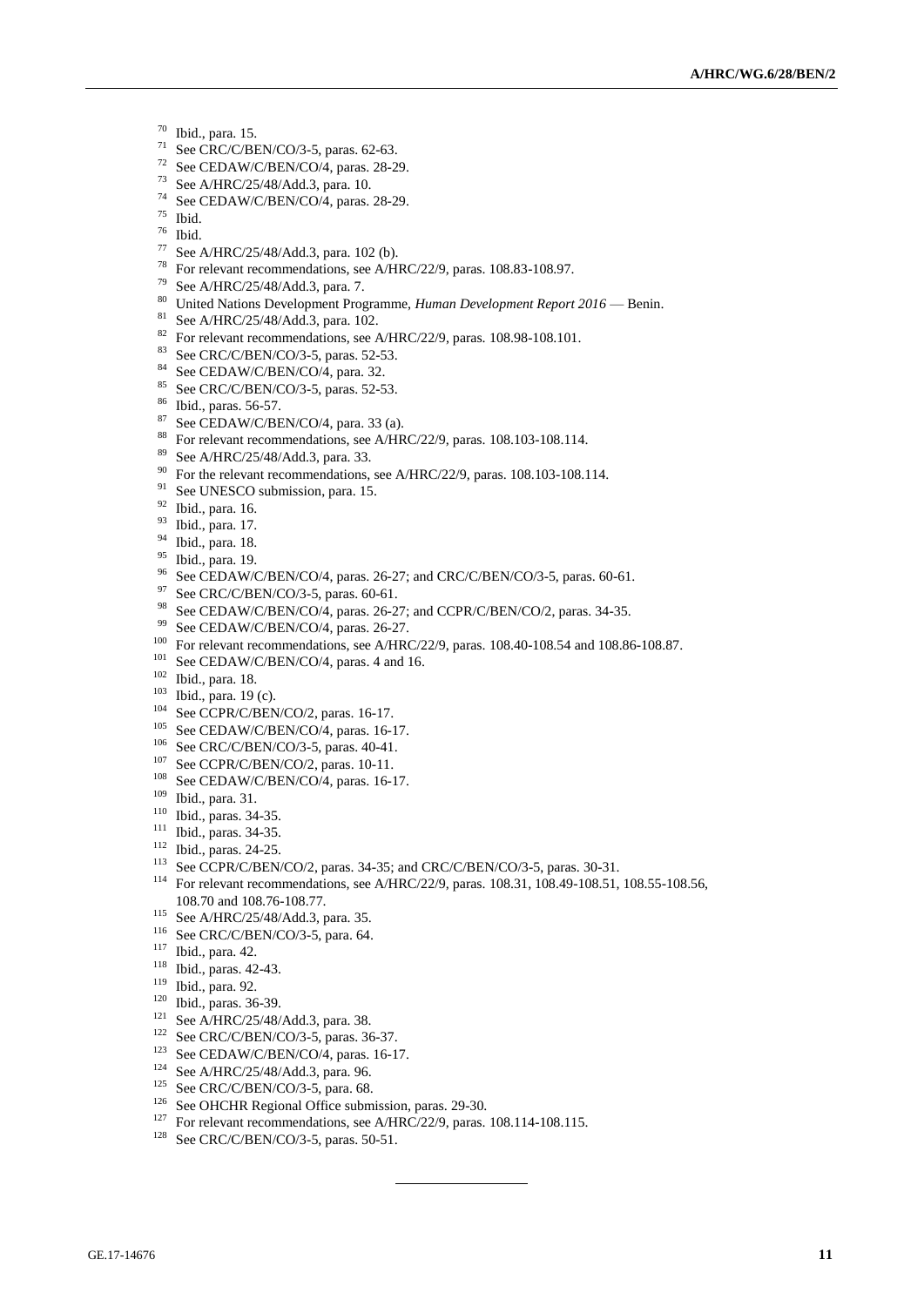[70] Ibid., para. 15.
[71] See CRC/C/BEN/CO/3-5, paras. 62-63.
[72] See CEDAW/C/BEN/CO/4, paras. 28-29.
[73] See A/HRC/25/48/Add.3, para. 10.
[74] See CEDAW/C/BEN/CO/4, paras. 28-29.
[75] Ibid.
[76] Ibid.
[77] See A/HRC/25/48/Add.3, para. 102 (b).
[78] For relevant recommendations, see A/HRC/22/9, paras. 108.83-108.97.
[79] See A/HRC/25/48/Add.3, para. 7.
[80] United Nations Development Programme, *Human Development Report 2016* — Benin.
[81] See A/HRC/25/48/Add.3, para. 102.
[82] For relevant recommendations, see A/HRC/22/9, paras. 108.98-108.101.
[83] See CRC/C/BEN/CO/3-5, paras. 52-53.
[84] See CEDAW/C/BEN/CO/4, para. 32.
[85] See CRC/C/BEN/CO/3-5, paras. 52-53.
[86] Ibid., paras. 56-57.
[87] See CEDAW/C/BEN/CO/4, para. 33 (a).
[88] For relevant recommendations, see A/HRC/22/9, paras. 108.103-108.114.
[89] See A/HRC/25/48/Add.3, para. 33.
[90] For the relevant recommendations, see A/HRC/22/9, paras. 108.103-108.114.
[91] See UNESCO submission, para. 15.
[92] Ibid., para. 16.
[93] Ibid., para. 17.
[94] Ibid., para. 18.
[95] Ibid., para. 19.
[96] See CEDAW/C/BEN/CO/4, paras. 26-27; and CRC/C/BEN/CO/3-5, paras. 60-61.
[97] See CRC/C/BEN/CO/3-5, paras. 60-61.
[98] See CEDAW/C/BEN/CO/4, paras. 26-27; and CCPR/C/BEN/CO/2, paras. 34-35.
[99] See CEDAW/C/BEN/CO/4, paras. 26-27.
[100] For relevant recommendations, see A/HRC/22/9, paras. 108.40-108.54 and 108.86-108.87.
[101] See CEDAW/C/BEN/CO/4, paras. 4 and 16.
[102] Ibid., para. 18.
[103] Ibid., para. 19 (c).
[104] See CCPR/C/BEN/CO/2, paras. 16-17.
[105] See CEDAW/C/BEN/CO/4, paras. 16-17.
[106] See CRC/C/BEN/CO/3-5, paras. 40-41.
[107] See CCPR/C/BEN/CO/2, paras. 10-11.
[108] See CEDAW/C/BEN/CO/4, paras. 16-17.
[109] Ibid., para. 31.
[110] Ibid., paras. 34-35.
[111] Ibid., paras. 34-35.
[112] Ibid., paras. 24-25.
[113] See CCPR/C/BEN/CO/2, paras. 34-35; and CRC/C/BEN/CO/3-5, paras. 30-31.
[114] For relevant recommendations, see A/HRC/22/9, paras. 108.31, 108.49-108.51, 108.55-108.56, 108.70 and 108.76-108.77.
[115] See A/HRC/25/48/Add.3, para. 35.
[116] See CRC/C/BEN/CO/3-5, para. 64.
[117] Ibid., para. 42.
[118] Ibid., paras. 42-43.
[119] Ibid., para. 92.
[120] Ibid., paras. 36-39.
[121] See A/HRC/25/48/Add.3, para. 38.
[122] See CRC/C/BEN/CO/3-5, paras. 36-37.
[123] See CEDAW/C/BEN/CO/4, paras. 16-17.
[124] See A/HRC/25/48/Add.3, para. 96.
[125] See CRC/C/BEN/CO/3-5, para. 68.
[126] See OHCHR Regional Office submission, paras. 29-30.
[127] For relevant recommendations, see A/HRC/22/9, paras. 108.114-108.115.
[128] See CRC/C/BEN/CO/3-5, paras. 50-51.